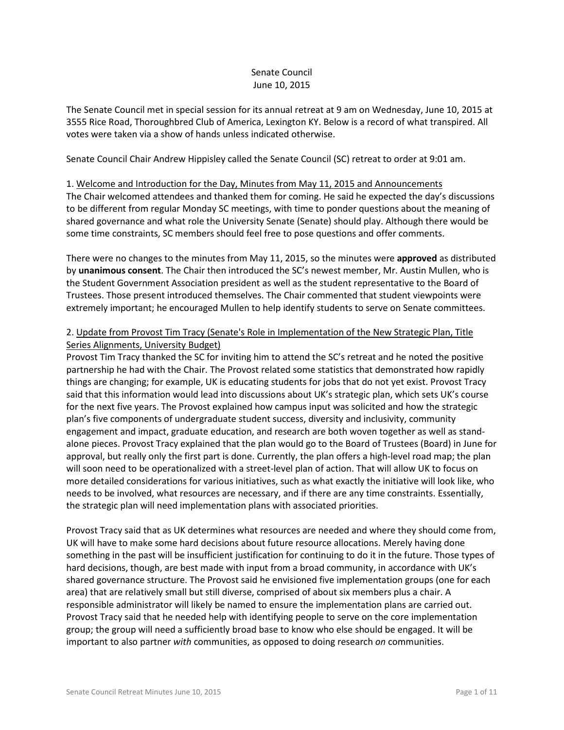# Senate Council
June 10, 2015

The Senate Council met in special session for its annual retreat at 9 am on Wednesday, June 10, 2015 at 3555 Rice Road, Thoroughbred Club of America, Lexington KY. Below is a record of what transpired. All votes were taken via a show of hands unless indicated otherwise.

Senate Council Chair Andrew Hippisley called the Senate Council (SC) retreat to order at 9:01 am.

1. Welcome and Introduction for the Day, Minutes from May 11, 2015 and Announcements

The Chair welcomed attendees and thanked them for coming. He said he expected the day's discussions to be different from regular Monday SC meetings, with time to ponder questions about the meaning of shared governance and what role the University Senate (Senate) should play. Although there would be some time constraints, SC members should feel free to pose questions and offer comments.

There were no changes to the minutes from May 11, 2015, so the minutes were **approved** as distributed by **unanimous consent**. The Chair then introduced the SC's newest member, Mr. Austin Mullen, who is the Student Government Association president as well as the student representative to the Board of Trustees. Those present introduced themselves. The Chair commented that student viewpoints were extremely important; he encouraged Mullen to help identify students to serve on Senate committees.

2. Update from Provost Tim Tracy (Senate's Role in Implementation of the New Strategic Plan, Title Series Alignments, University Budget)

Provost Tim Tracy thanked the SC for inviting him to attend the SC's retreat and he noted the positive partnership he had with the Chair. The Provost related some statistics that demonstrated how rapidly things are changing; for example, UK is educating students for jobs that do not yet exist. Provost Tracy said that this information would lead into discussions about UK's strategic plan, which sets UK's course for the next five years. The Provost explained how campus input was solicited and how the strategic plan's five components of undergraduate student success, diversity and inclusivity, community engagement and impact, graduate education, and research are both woven together as well as stand-alone pieces. Provost Tracy explained that the plan would go to the Board of Trustees (Board) in June for approval, but really only the first part is done. Currently, the plan offers a high-level road map; the plan will soon need to be operationalized with a street-level plan of action. That will allow UK to focus on more detailed considerations for various initiatives, such as what exactly the initiative will look like, who needs to be involved, what resources are necessary, and if there are any time constraints. Essentially, the strategic plan will need implementation plans with associated priorities.

Provost Tracy said that as UK determines what resources are needed and where they should come from, UK will have to make some hard decisions about future resource allocations. Merely having done something in the past will be insufficient justification for continuing to do it in the future. Those types of hard decisions, though, are best made with input from a broad community, in accordance with UK's shared governance structure. The Provost said he envisioned five implementation groups (one for each area) that are relatively small but still diverse, comprised of about six members plus a chair. A responsible administrator will likely be named to ensure the implementation plans are carried out. Provost Tracy said that he needed help with identifying people to serve on the core implementation group; the group will need a sufficiently broad base to know who else should be engaged. It will be important to also partner *with* communities, as opposed to doing research *on* communities.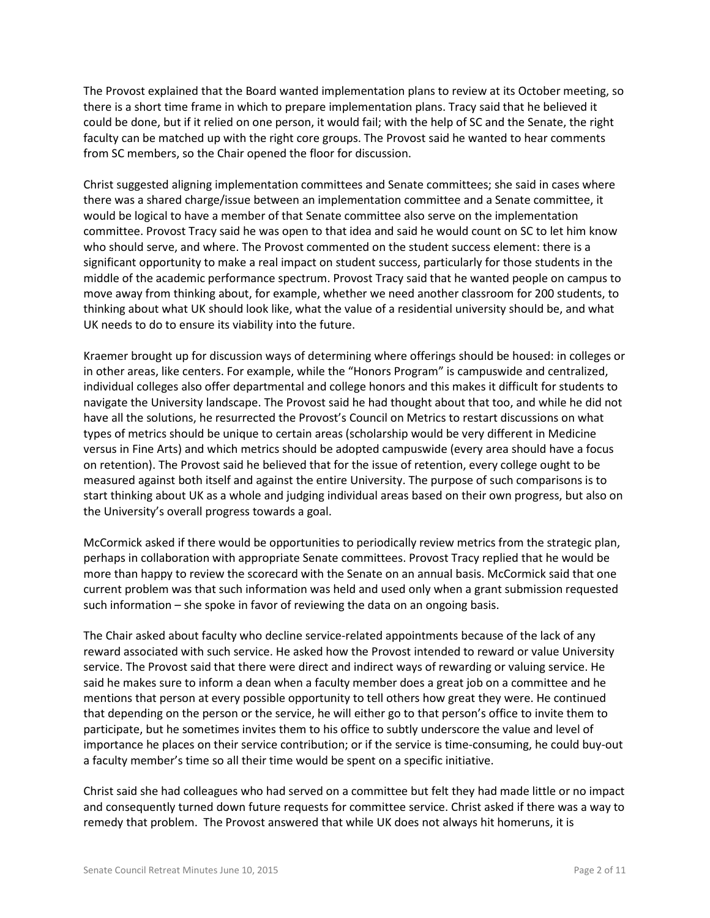The Provost explained that the Board wanted implementation plans to review at its October meeting, so there is a short time frame in which to prepare implementation plans. Tracy said that he believed it could be done, but if it relied on one person, it would fail; with the help of SC and the Senate, the right faculty can be matched up with the right core groups. The Provost said he wanted to hear comments from SC members, so the Chair opened the floor for discussion.

Christ suggested aligning implementation committees and Senate committees; she said in cases where there was a shared charge/issue between an implementation committee and a Senate committee, it would be logical to have a member of that Senate committee also serve on the implementation committee. Provost Tracy said he was open to that idea and said he would count on SC to let him know who should serve, and where. The Provost commented on the student success element: there is a significant opportunity to make a real impact on student success, particularly for those students in the middle of the academic performance spectrum. Provost Tracy said that he wanted people on campus to move away from thinking about, for example, whether we need another classroom for 200 students, to thinking about what UK should look like, what the value of a residential university should be, and what UK needs to do to ensure its viability into the future.

Kraemer brought up for discussion ways of determining where offerings should be housed: in colleges or in other areas, like centers. For example, while the "Honors Program" is campuswide and centralized, individual colleges also offer departmental and college honors and this makes it difficult for students to navigate the University landscape. The Provost said he had thought about that too, and while he did not have all the solutions, he resurrected the Provost's Council on Metrics to restart discussions on what types of metrics should be unique to certain areas (scholarship would be very different in Medicine versus in Fine Arts) and which metrics should be adopted campuswide (every area should have a focus on retention). The Provost said he believed that for the issue of retention, every college ought to be measured against both itself and against the entire University. The purpose of such comparisons is to start thinking about UK as a whole and judging individual areas based on their own progress, but also on the University's overall progress towards a goal.

McCormick asked if there would be opportunities to periodically review metrics from the strategic plan, perhaps in collaboration with appropriate Senate committees. Provost Tracy replied that he would be more than happy to review the scorecard with the Senate on an annual basis. McCormick said that one current problem was that such information was held and used only when a grant submission requested such information – she spoke in favor of reviewing the data on an ongoing basis.

The Chair asked about faculty who decline service-related appointments because of the lack of any reward associated with such service. He asked how the Provost intended to reward or value University service. The Provost said that there were direct and indirect ways of rewarding or valuing service. He said he makes sure to inform a dean when a faculty member does a great job on a committee and he mentions that person at every possible opportunity to tell others how great they were. He continued that depending on the person or the service, he will either go to that person's office to invite them to participate, but he sometimes invites them to his office to subtly underscore the value and level of importance he places on their service contribution; or if the service is time-consuming, he could buy-out a faculty member's time so all their time would be spent on a specific initiative.

Christ said she had colleagues who had served on a committee but felt they had made little or no impact and consequently turned down future requests for committee service. Christ asked if there was a way to remedy that problem. The Provost answered that while UK does not always hit homeruns, it is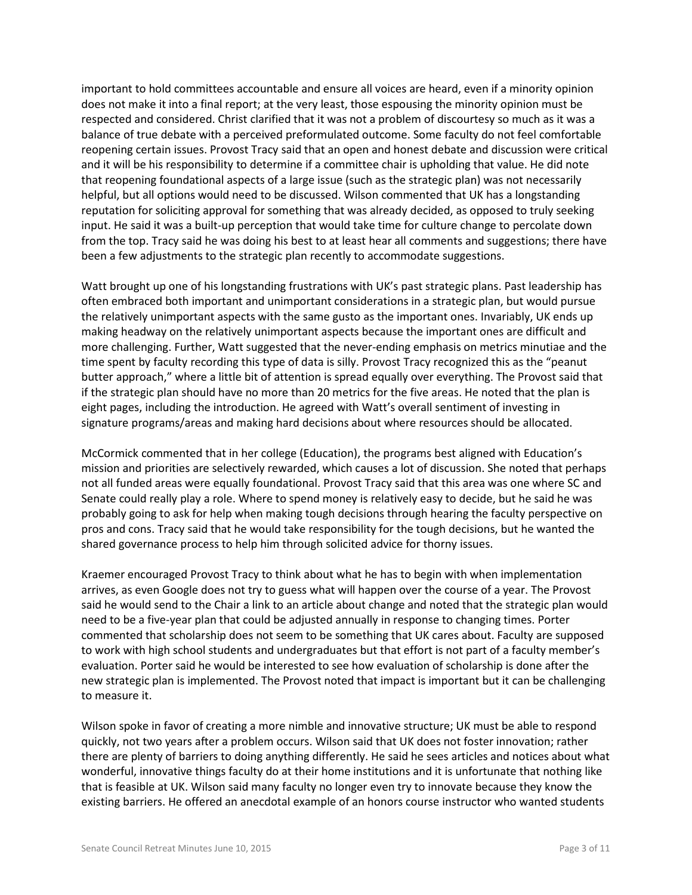important to hold committees accountable and ensure all voices are heard, even if a minority opinion does not make it into a final report; at the very least, those espousing the minority opinion must be respected and considered. Christ clarified that it was not a problem of discourtesy so much as it was a balance of true debate with a perceived preformulated outcome. Some faculty do not feel comfortable reopening certain issues. Provost Tracy said that an open and honest debate and discussion were critical and it will be his responsibility to determine if a committee chair is upholding that value. He did note that reopening foundational aspects of a large issue (such as the strategic plan) was not necessarily helpful, but all options would need to be discussed. Wilson commented that UK has a longstanding reputation for soliciting approval for something that was already decided, as opposed to truly seeking input. He said it was a built-up perception that would take time for culture change to percolate down from the top. Tracy said he was doing his best to at least hear all comments and suggestions; there have been a few adjustments to the strategic plan recently to accommodate suggestions.

Watt brought up one of his longstanding frustrations with UK's past strategic plans. Past leadership has often embraced both important and unimportant considerations in a strategic plan, but would pursue the relatively unimportant aspects with the same gusto as the important ones. Invariably, UK ends up making headway on the relatively unimportant aspects because the important ones are difficult and more challenging. Further, Watt suggested that the never-ending emphasis on metrics minutiae and the time spent by faculty recording this type of data is silly. Provost Tracy recognized this as the "peanut butter approach," where a little bit of attention is spread equally over everything. The Provost said that if the strategic plan should have no more than 20 metrics for the five areas. He noted that the plan is eight pages, including the introduction. He agreed with Watt's overall sentiment of investing in signature programs/areas and making hard decisions about where resources should be allocated.

McCormick commented that in her college (Education), the programs best aligned with Education's mission and priorities are selectively rewarded, which causes a lot of discussion. She noted that perhaps not all funded areas were equally foundational. Provost Tracy said that this area was one where SC and Senate could really play a role. Where to spend money is relatively easy to decide, but he said he was probably going to ask for help when making tough decisions through hearing the faculty perspective on pros and cons. Tracy said that he would take responsibility for the tough decisions, but he wanted the shared governance process to help him through solicited advice for thorny issues.

Kraemer encouraged Provost Tracy to think about what he has to begin with when implementation arrives, as even Google does not try to guess what will happen over the course of a year. The Provost said he would send to the Chair a link to an article about change and noted that the strategic plan would need to be a five-year plan that could be adjusted annually in response to changing times. Porter commented that scholarship does not seem to be something that UK cares about. Faculty are supposed to work with high school students and undergraduates but that effort is not part of a faculty member's evaluation. Porter said he would be interested to see how evaluation of scholarship is done after the new strategic plan is implemented. The Provost noted that impact is important but it can be challenging to measure it.

Wilson spoke in favor of creating a more nimble and innovative structure; UK must be able to respond quickly, not two years after a problem occurs. Wilson said that UK does not foster innovation; rather there are plenty of barriers to doing anything differently. He said he sees articles and notices about what wonderful, innovative things faculty do at their home institutions and it is unfortunate that nothing like that is feasible at UK. Wilson said many faculty no longer even try to innovate because they know the existing barriers. He offered an anecdotal example of an honors course instructor who wanted students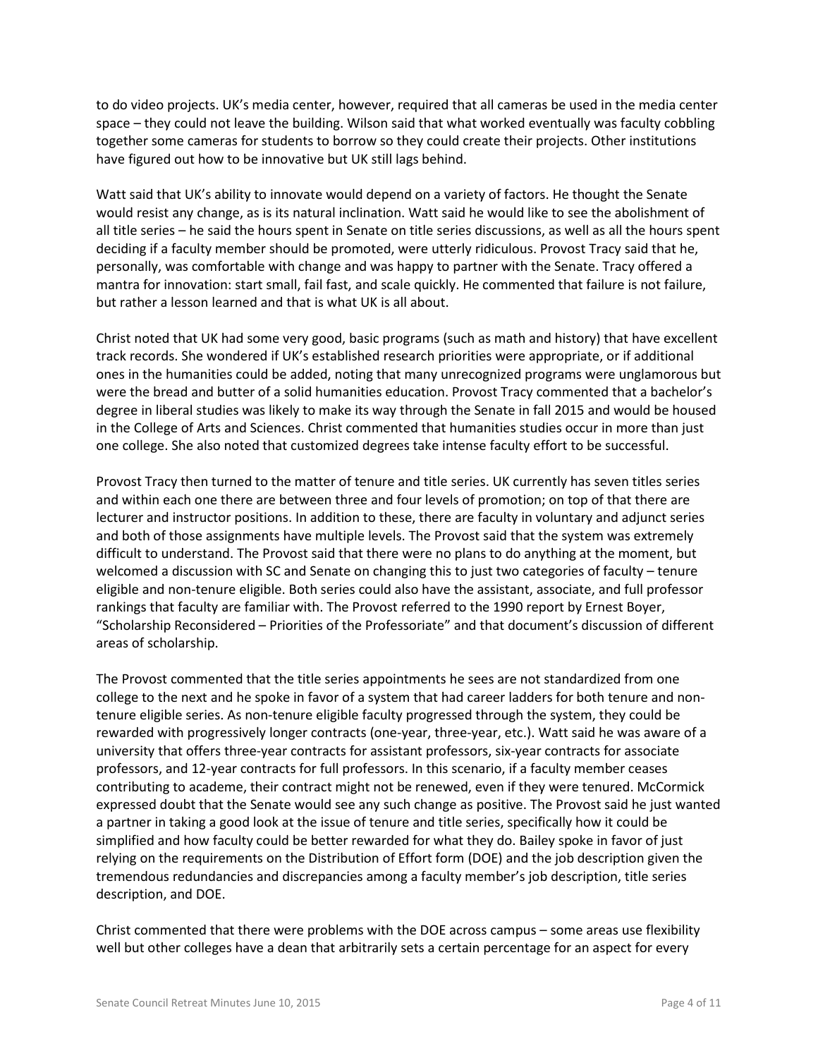to do video projects. UK's media center, however, required that all cameras be used in the media center space – they could not leave the building. Wilson said that what worked eventually was faculty cobbling together some cameras for students to borrow so they could create their projects. Other institutions have figured out how to be innovative but UK still lags behind.

Watt said that UK's ability to innovate would depend on a variety of factors. He thought the Senate would resist any change, as is its natural inclination. Watt said he would like to see the abolishment of all title series – he said the hours spent in Senate on title series discussions, as well as all the hours spent deciding if a faculty member should be promoted, were utterly ridiculous. Provost Tracy said that he, personally, was comfortable with change and was happy to partner with the Senate. Tracy offered a mantra for innovation: start small, fail fast, and scale quickly. He commented that failure is not failure, but rather a lesson learned and that is what UK is all about.

Christ noted that UK had some very good, basic programs (such as math and history) that have excellent track records. She wondered if UK's established research priorities were appropriate, or if additional ones in the humanities could be added, noting that many unrecognized programs were unglamorous but were the bread and butter of a solid humanities education. Provost Tracy commented that a bachelor's degree in liberal studies was likely to make its way through the Senate in fall 2015 and would be housed in the College of Arts and Sciences. Christ commented that humanities studies occur in more than just one college. She also noted that customized degrees take intense faculty effort to be successful.

Provost Tracy then turned to the matter of tenure and title series. UK currently has seven titles series and within each one there are between three and four levels of promotion; on top of that there are lecturer and instructor positions. In addition to these, there are faculty in voluntary and adjunct series and both of those assignments have multiple levels. The Provost said that the system was extremely difficult to understand. The Provost said that there were no plans to do anything at the moment, but welcomed a discussion with SC and Senate on changing this to just two categories of faculty – tenure eligible and non-tenure eligible. Both series could also have the assistant, associate, and full professor rankings that faculty are familiar with. The Provost referred to the 1990 report by Ernest Boyer, "Scholarship Reconsidered – Priorities of the Professoriate" and that document's discussion of different areas of scholarship.

The Provost commented that the title series appointments he sees are not standardized from one college to the next and he spoke in favor of a system that had career ladders for both tenure and non-tenure eligible series. As non-tenure eligible faculty progressed through the system, they could be rewarded with progressively longer contracts (one-year, three-year, etc.). Watt said he was aware of a university that offers three-year contracts for assistant professors, six-year contracts for associate professors, and 12-year contracts for full professors. In this scenario, if a faculty member ceases contributing to academe, their contract might not be renewed, even if they were tenured. McCormick expressed doubt that the Senate would see any such change as positive. The Provost said he just wanted a partner in taking a good look at the issue of tenure and title series, specifically how it could be simplified and how faculty could be better rewarded for what they do. Bailey spoke in favor of just relying on the requirements on the Distribution of Effort form (DOE) and the job description given the tremendous redundancies and discrepancies among a faculty member's job description, title series description, and DOE.

Christ commented that there were problems with the DOE across campus – some areas use flexibility well but other colleges have a dean that arbitrarily sets a certain percentage for an aspect for every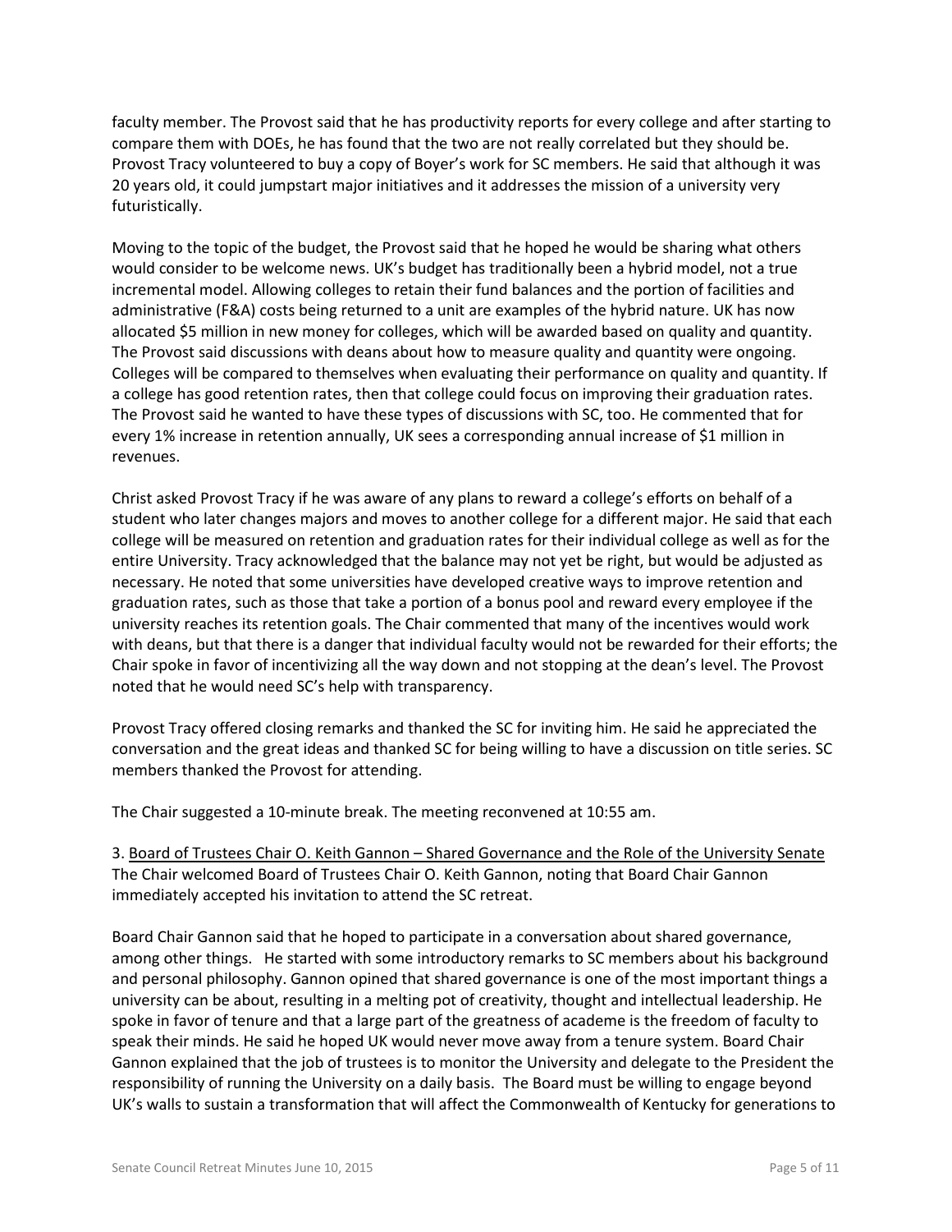faculty member. The Provost said that he has productivity reports for every college and after starting to compare them with DOEs, he has found that the two are not really correlated but they should be. Provost Tracy volunteered to buy a copy of Boyer's work for SC members. He said that although it was 20 years old, it could jumpstart major initiatives and it addresses the mission of a university very futuristically.

Moving to the topic of the budget, the Provost said that he hoped he would be sharing what others would consider to be welcome news. UK's budget has traditionally been a hybrid model, not a true incremental model. Allowing colleges to retain their fund balances and the portion of facilities and administrative (F&A) costs being returned to a unit are examples of the hybrid nature. UK has now allocated \$5 million in new money for colleges, which will be awarded based on quality and quantity. The Provost said discussions with deans about how to measure quality and quantity were ongoing. Colleges will be compared to themselves when evaluating their performance on quality and quantity. If a college has good retention rates, then that college could focus on improving their graduation rates. The Provost said he wanted to have these types of discussions with SC, too. He commented that for every 1% increase in retention annually, UK sees a corresponding annual increase of \$1 million in revenues.

Christ asked Provost Tracy if he was aware of any plans to reward a college's efforts on behalf of a student who later changes majors and moves to another college for a different major. He said that each college will be measured on retention and graduation rates for their individual college as well as for the entire University. Tracy acknowledged that the balance may not yet be right, but would be adjusted as necessary. He noted that some universities have developed creative ways to improve retention and graduation rates, such as those that take a portion of a bonus pool and reward every employee if the university reaches its retention goals. The Chair commented that many of the incentives would work with deans, but that there is a danger that individual faculty would not be rewarded for their efforts; the Chair spoke in favor of incentivizing all the way down and not stopping at the dean's level. The Provost noted that he would need SC's help with transparency.

Provost Tracy offered closing remarks and thanked the SC for inviting him. He said he appreciated the conversation and the great ideas and thanked SC for being willing to have a discussion on title series. SC members thanked the Provost for attending.

The Chair suggested a 10-minute break. The meeting reconvened at 10:55 am.

3. <u>Board of Trustees Chair O. Keith Gannon – Shared Governance and the Role of the University Senate</u>
The Chair welcomed Board of Trustees Chair O. Keith Gannon, noting that Board Chair Gannon immediately accepted his invitation to attend the SC retreat.

Board Chair Gannon said that he hoped to participate in a conversation about shared governance, among other things. He started with some introductory remarks to SC members about his background and personal philosophy. Gannon opined that shared governance is one of the most important things a university can be about, resulting in a melting pot of creativity, thought and intellectual leadership. He spoke in favor of tenure and that a large part of the greatness of academe is the freedom of faculty to speak their minds. He said he hoped UK would never move away from a tenure system. Board Chair Gannon explained that the job of trustees is to monitor the University and delegate to the President the responsibility of running the University on a daily basis. The Board must be willing to engage beyond UK's walls to sustain a transformation that will affect the Commonwealth of Kentucky for generations to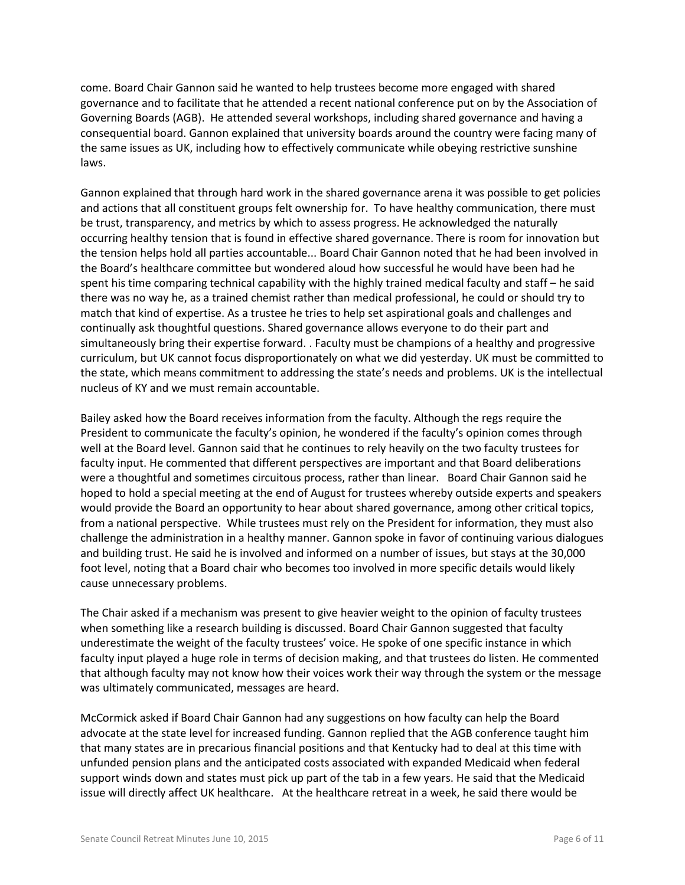come. Board Chair Gannon said he wanted to help trustees become more engaged with shared governance and to facilitate that he attended a recent national conference put on by the Association of Governing Boards (AGB). He attended several workshops, including shared governance and having a consequential board. Gannon explained that university boards around the country were facing many of the same issues as UK, including how to effectively communicate while obeying restrictive sunshine laws.

Gannon explained that through hard work in the shared governance arena it was possible to get policies and actions that all constituent groups felt ownership for. To have healthy communication, there must be trust, transparency, and metrics by which to assess progress. He acknowledged the naturally occurring healthy tension that is found in effective shared governance. There is room for innovation but the tension helps hold all parties accountable... Board Chair Gannon noted that he had been involved in the Board's healthcare committee but wondered aloud how successful he would have been had he spent his time comparing technical capability with the highly trained medical faculty and staff – he said there was no way he, as a trained chemist rather than medical professional, he could or should try to match that kind of expertise. As a trustee he tries to help set aspirational goals and challenges and continually ask thoughtful questions. Shared governance allows everyone to do their part and simultaneously bring their expertise forward. . Faculty must be champions of a healthy and progressive curriculum, but UK cannot focus disproportionately on what we did yesterday. UK must be committed to the state, which means commitment to addressing the state's needs and problems. UK is the intellectual nucleus of KY and we must remain accountable.

Bailey asked how the Board receives information from the faculty. Although the regs require the President to communicate the faculty's opinion, he wondered if the faculty's opinion comes through well at the Board level. Gannon said that he continues to rely heavily on the two faculty trustees for faculty input. He commented that different perspectives are important and that Board deliberations were a thoughtful and sometimes circuitous process, rather than linear. Board Chair Gannon said he hoped to hold a special meeting at the end of August for trustees whereby outside experts and speakers would provide the Board an opportunity to hear about shared governance, among other critical topics, from a national perspective. While trustees must rely on the President for information, they must also challenge the administration in a healthy manner. Gannon spoke in favor of continuing various dialogues and building trust. He said he is involved and informed on a number of issues, but stays at the 30,000 foot level, noting that a Board chair who becomes too involved in more specific details would likely cause unnecessary problems.

The Chair asked if a mechanism was present to give heavier weight to the opinion of faculty trustees when something like a research building is discussed. Board Chair Gannon suggested that faculty underestimate the weight of the faculty trustees' voice. He spoke of one specific instance in which faculty input played a huge role in terms of decision making, and that trustees do listen. He commented that although faculty may not know how their voices work their way through the system or the message was ultimately communicated, messages are heard.

McCormick asked if Board Chair Gannon had any suggestions on how faculty can help the Board advocate at the state level for increased funding. Gannon replied that the AGB conference taught him that many states are in precarious financial positions and that Kentucky had to deal at this time with unfunded pension plans and the anticipated costs associated with expanded Medicaid when federal support winds down and states must pick up part of the tab in a few years. He said that the Medicaid issue will directly affect UK healthcare. At the healthcare retreat in a week, he said there would be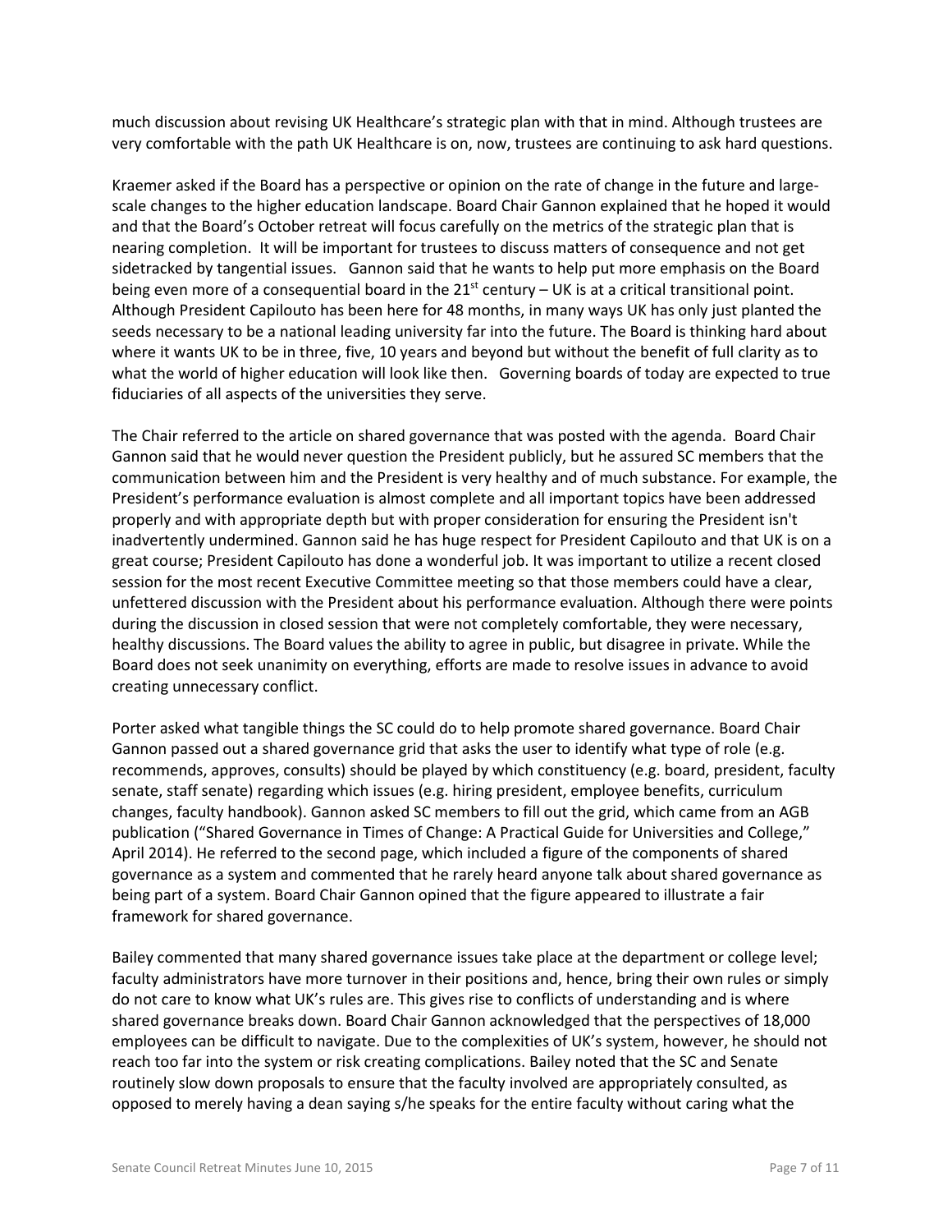much discussion about revising UK Healthcare's strategic plan with that in mind. Although trustees are very comfortable with the path UK Healthcare is on, now, trustees are continuing to ask hard questions.

Kraemer asked if the Board has a perspective or opinion on the rate of change in the future and large-scale changes to the higher education landscape. Board Chair Gannon explained that he hoped it would and that the Board's October retreat will focus carefully on the metrics of the strategic plan that is nearing completion. It will be important for trustees to discuss matters of consequence and not get sidetracked by tangential issues. Gannon said that he wants to help put more emphasis on the Board being even more of a consequential board in the 21st century – UK is at a critical transitional point. Although President Capilouto has been here for 48 months, in many ways UK has only just planted the seeds necessary to be a national leading university far into the future. The Board is thinking hard about where it wants UK to be in three, five, 10 years and beyond but without the benefit of full clarity as to what the world of higher education will look like then. Governing boards of today are expected to true fiduciaries of all aspects of the universities they serve.

The Chair referred to the article on shared governance that was posted with the agenda. Board Chair Gannon said that he would never question the President publicly, but he assured SC members that the communication between him and the President is very healthy and of much substance. For example, the President's performance evaluation is almost complete and all important topics have been addressed properly and with appropriate depth but with proper consideration for ensuring the President isn't inadvertently undermined. Gannon said he has huge respect for President Capilouto and that UK is on a great course; President Capilouto has done a wonderful job. It was important to utilize a recent closed session for the most recent Executive Committee meeting so that those members could have a clear, unfettered discussion with the President about his performance evaluation. Although there were points during the discussion in closed session that were not completely comfortable, they were necessary, healthy discussions. The Board values the ability to agree in public, but disagree in private. While the Board does not seek unanimity on everything, efforts are made to resolve issues in advance to avoid creating unnecessary conflict.

Porter asked what tangible things the SC could do to help promote shared governance. Board Chair Gannon passed out a shared governance grid that asks the user to identify what type of role (e.g. recommends, approves, consults) should be played by which constituency (e.g. board, president, faculty senate, staff senate) regarding which issues (e.g. hiring president, employee benefits, curriculum changes, faculty handbook). Gannon asked SC members to fill out the grid, which came from an AGB publication ("Shared Governance in Times of Change: A Practical Guide for Universities and College," April 2014). He referred to the second page, which included a figure of the components of shared governance as a system and commented that he rarely heard anyone talk about shared governance as being part of a system. Board Chair Gannon opined that the figure appeared to illustrate a fair framework for shared governance.

Bailey commented that many shared governance issues take place at the department or college level; faculty administrators have more turnover in their positions and, hence, bring their own rules or simply do not care to know what UK's rules are. This gives rise to conflicts of understanding and is where shared governance breaks down. Board Chair Gannon acknowledged that the perspectives of 18,000 employees can be difficult to navigate. Due to the complexities of UK's system, however, he should not reach too far into the system or risk creating complications. Bailey noted that the SC and Senate routinely slow down proposals to ensure that the faculty involved are appropriately consulted, as opposed to merely having a dean saying s/he speaks for the entire faculty without caring what the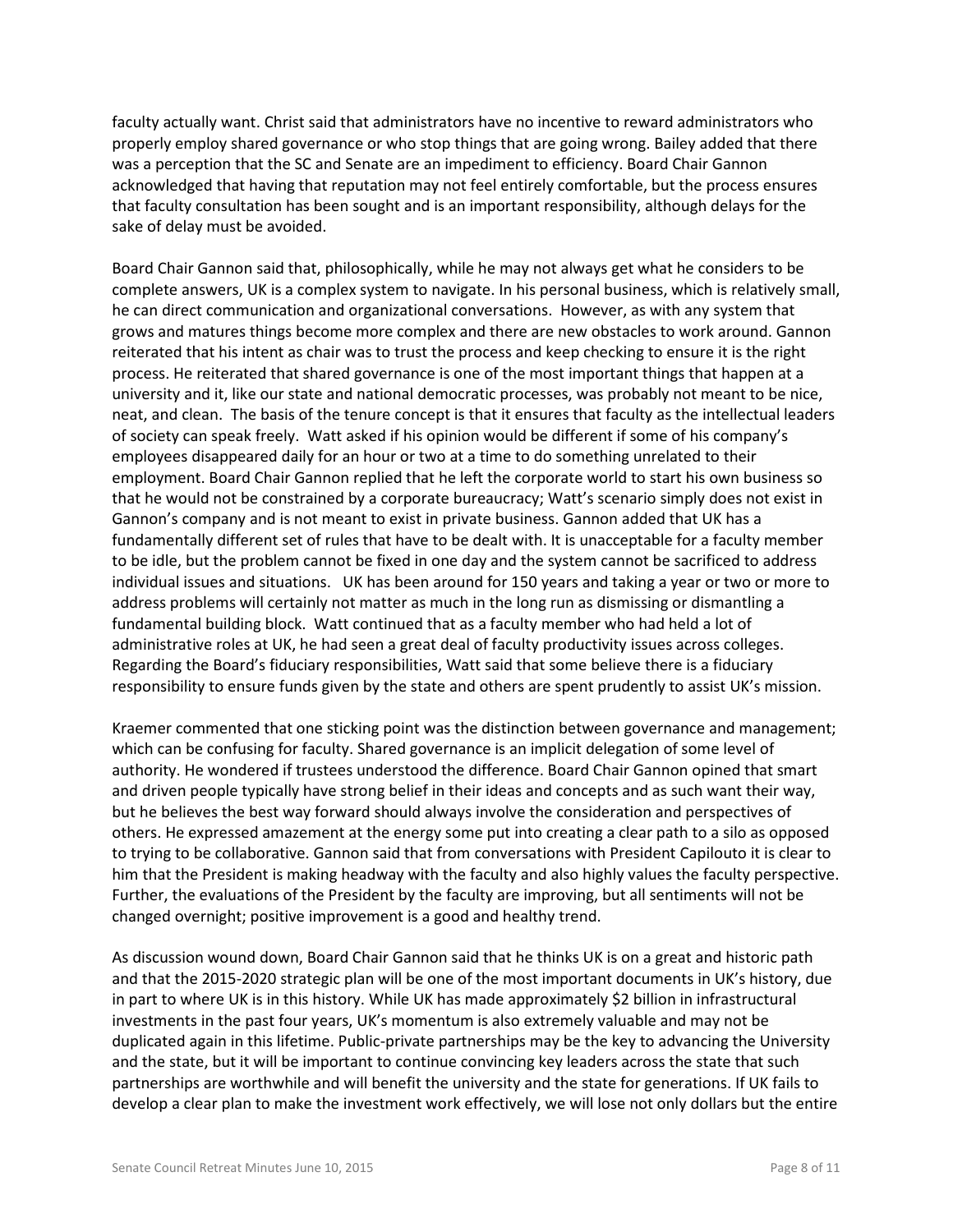faculty actually want. Christ said that administrators have no incentive to reward administrators who properly employ shared governance or who stop things that are going wrong. Bailey added that there was a perception that the SC and Senate are an impediment to efficiency. Board Chair Gannon acknowledged that having that reputation may not feel entirely comfortable, but the process ensures that faculty consultation has been sought and is an important responsibility, although delays for the sake of delay must be avoided.

Board Chair Gannon said that, philosophically, while he may not always get what he considers to be complete answers, UK is a complex system to navigate. In his personal business, which is relatively small, he can direct communication and organizational conversations. However, as with any system that grows and matures things become more complex and there are new obstacles to work around. Gannon reiterated that his intent as chair was to trust the process and keep checking to ensure it is the right process. He reiterated that shared governance is one of the most important things that happen at a university and it, like our state and national democratic processes, was probably not meant to be nice, neat, and clean. The basis of the tenure concept is that it ensures that faculty as the intellectual leaders of society can speak freely. Watt asked if his opinion would be different if some of his company's employees disappeared daily for an hour or two at a time to do something unrelated to their employment. Board Chair Gannon replied that he left the corporate world to start his own business so that he would not be constrained by a corporate bureaucracy; Watt's scenario simply does not exist in Gannon's company and is not meant to exist in private business. Gannon added that UK has a fundamentally different set of rules that have to be dealt with. It is unacceptable for a faculty member to be idle, but the problem cannot be fixed in one day and the system cannot be sacrificed to address individual issues and situations. UK has been around for 150 years and taking a year or two or more to address problems will certainly not matter as much in the long run as dismissing or dismantling a fundamental building block. Watt continued that as a faculty member who had held a lot of administrative roles at UK, he had seen a great deal of faculty productivity issues across colleges. Regarding the Board's fiduciary responsibilities, Watt said that some believe there is a fiduciary responsibility to ensure funds given by the state and others are spent prudently to assist UK's mission.

Kraemer commented that one sticking point was the distinction between governance and management; which can be confusing for faculty. Shared governance is an implicit delegation of some level of authority. He wondered if trustees understood the difference. Board Chair Gannon opined that smart and driven people typically have strong belief in their ideas and concepts and as such want their way, but he believes the best way forward should always involve the consideration and perspectives of others. He expressed amazement at the energy some put into creating a clear path to a silo as opposed to trying to be collaborative. Gannon said that from conversations with President Capilouto it is clear to him that the President is making headway with the faculty and also highly values the faculty perspective. Further, the evaluations of the President by the faculty are improving, but all sentiments will not be changed overnight; positive improvement is a good and healthy trend.

As discussion wound down, Board Chair Gannon said that he thinks UK is on a great and historic path and that the 2015-2020 strategic plan will be one of the most important documents in UK's history, due in part to where UK is in this history. While UK has made approximately $2 billion in infrastructural investments in the past four years, UK's momentum is also extremely valuable and may not be duplicated again in this lifetime. Public-private partnerships may be the key to advancing the University and the state, but it will be important to continue convincing key leaders across the state that such partnerships are worthwhile and will benefit the university and the state for generations. If UK fails to develop a clear plan to make the investment work effectively, we will lose not only dollars but the entire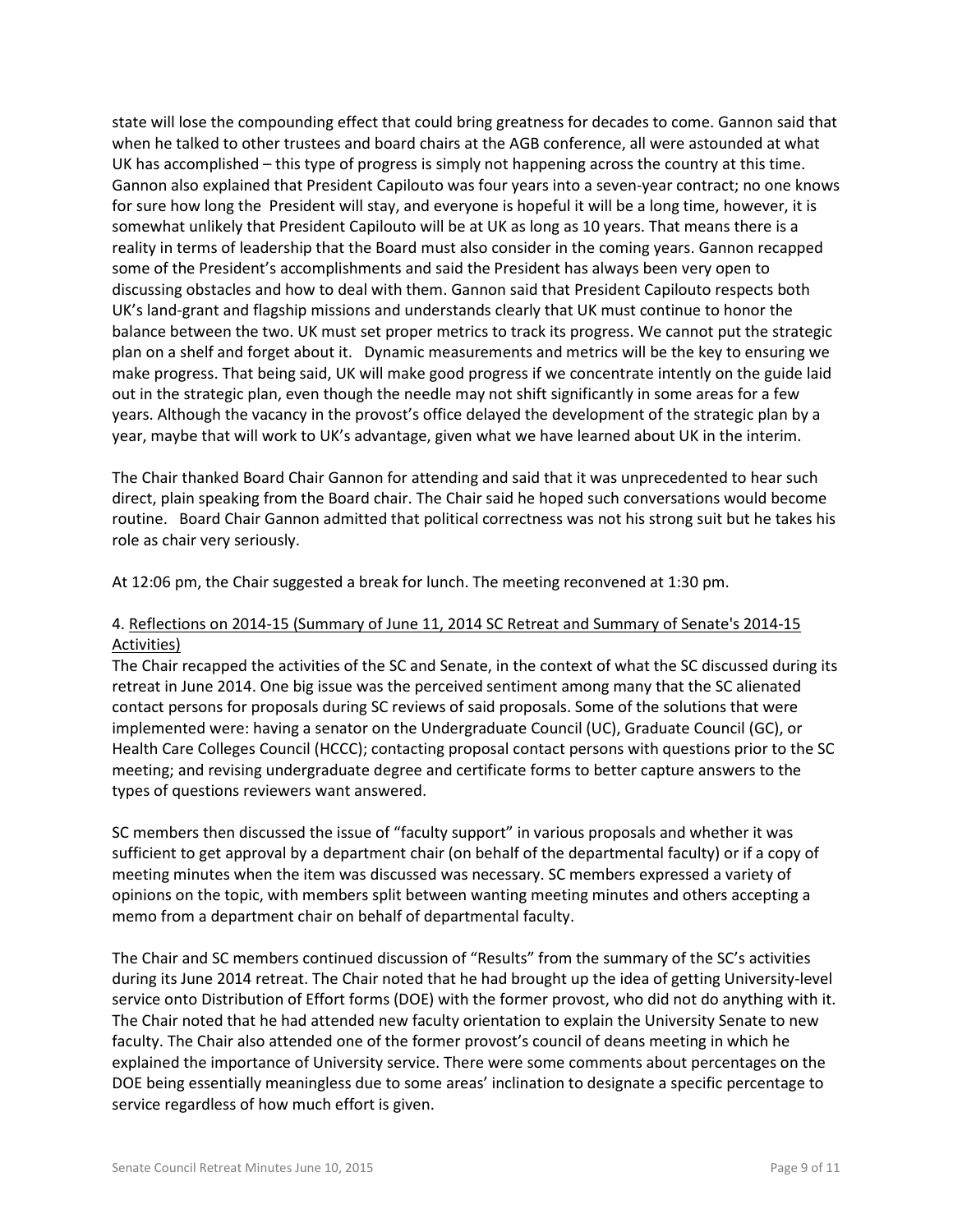state will lose the compounding effect that could bring greatness for decades to come. Gannon said that when he talked to other trustees and board chairs at the AGB conference, all were astounded at what UK has accomplished – this type of progress is simply not happening across the country at this time. Gannon also explained that President Capilouto was four years into a seven-year contract; no one knows for sure how long the President will stay, and everyone is hopeful it will be a long time, however, it is somewhat unlikely that President Capilouto will be at UK as long as 10 years. That means there is a reality in terms of leadership that the Board must also consider in the coming years. Gannon recapped some of the President's accomplishments and said the President has always been very open to discussing obstacles and how to deal with them. Gannon said that President Capilouto respects both UK's land-grant and flagship missions and understands clearly that UK must continue to honor the balance between the two. UK must set proper metrics to track its progress. We cannot put the strategic plan on a shelf and forget about it. Dynamic measurements and metrics will be the key to ensuring we make progress. That being said, UK will make good progress if we concentrate intently on the guide laid out in the strategic plan, even though the needle may not shift significantly in some areas for a few years. Although the vacancy in the provost's office delayed the development of the strategic plan by a year, maybe that will work to UK's advantage, given what we have learned about UK in the interim.

The Chair thanked Board Chair Gannon for attending and said that it was unprecedented to hear such direct, plain speaking from the Board chair. The Chair said he hoped such conversations would become routine. Board Chair Gannon admitted that political correctness was not his strong suit but he takes his role as chair very seriously.

At 12:06 pm, the Chair suggested a break for lunch. The meeting reconvened at 1:30 pm.

4. Reflections on 2014-15 (Summary of June 11, 2014 SC Retreat and Summary of Senate's 2014-15 Activities)

The Chair recapped the activities of the SC and Senate, in the context of what the SC discussed during its retreat in June 2014. One big issue was the perceived sentiment among many that the SC alienated contact persons for proposals during SC reviews of said proposals. Some of the solutions that were implemented were: having a senator on the Undergraduate Council (UC), Graduate Council (GC), or Health Care Colleges Council (HCCC); contacting proposal contact persons with questions prior to the SC meeting; and revising undergraduate degree and certificate forms to better capture answers to the types of questions reviewers want answered.

SC members then discussed the issue of "faculty support" in various proposals and whether it was sufficient to get approval by a department chair (on behalf of the departmental faculty) or if a copy of meeting minutes when the item was discussed was necessary. SC members expressed a variety of opinions on the topic, with members split between wanting meeting minutes and others accepting a memo from a department chair on behalf of departmental faculty.

The Chair and SC members continued discussion of "Results" from the summary of the SC's activities during its June 2014 retreat. The Chair noted that he had brought up the idea of getting University-level service onto Distribution of Effort forms (DOE) with the former provost, who did not do anything with it. The Chair noted that he had attended new faculty orientation to explain the University Senate to new faculty. The Chair also attended one of the former provost's council of deans meeting in which he explained the importance of University service. There were some comments about percentages on the DOE being essentially meaningless due to some areas' inclination to designate a specific percentage to service regardless of how much effort is given.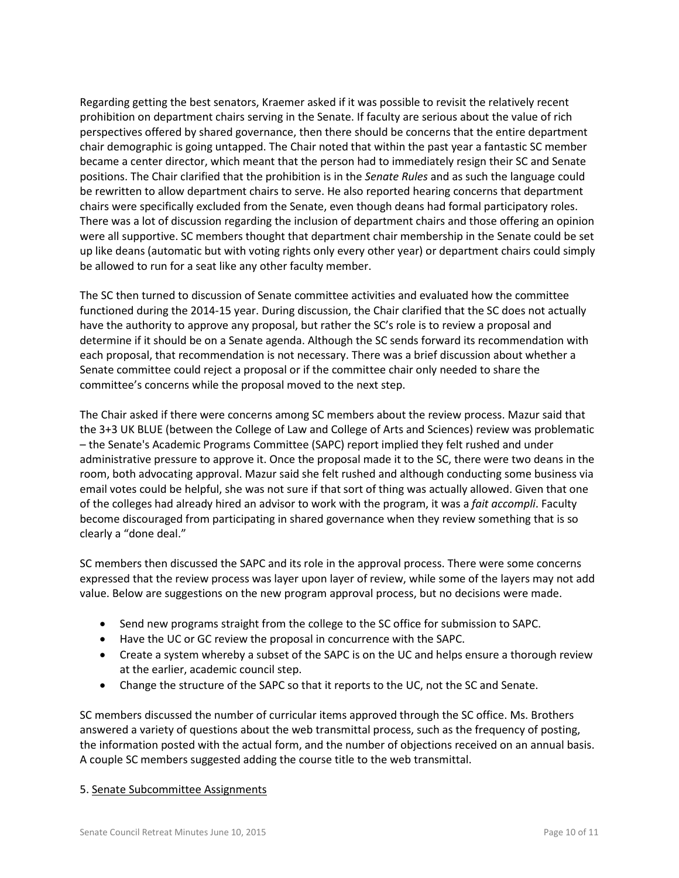Regarding getting the best senators, Kraemer asked if it was possible to revisit the relatively recent prohibition on department chairs serving in the Senate. If faculty are serious about the value of rich perspectives offered by shared governance, then there should be concerns that the entire department chair demographic is going untapped. The Chair noted that within the past year a fantastic SC member became a center director, which meant that the person had to immediately resign their SC and Senate positions. The Chair clarified that the prohibition is in the *Senate Rules* and as such the language could be rewritten to allow department chairs to serve. He also reported hearing concerns that department chairs were specifically excluded from the Senate, even though deans had formal participatory roles. There was a lot of discussion regarding the inclusion of department chairs and those offering an opinion were all supportive. SC members thought that department chair membership in the Senate could be set up like deans (automatic but with voting rights only every other year) or department chairs could simply be allowed to run for a seat like any other faculty member.

The SC then turned to discussion of Senate committee activities and evaluated how the committee functioned during the 2014-15 year. During discussion, the Chair clarified that the SC does not actually have the authority to approve any proposal, but rather the SC's role is to review a proposal and determine if it should be on a Senate agenda. Although the SC sends forward its recommendation with each proposal, that recommendation is not necessary. There was a brief discussion about whether a Senate committee could reject a proposal or if the committee chair only needed to share the committee's concerns while the proposal moved to the next step.

The Chair asked if there were concerns among SC members about the review process. Mazur said that the 3+3 UK BLUE (between the College of Law and College of Arts and Sciences) review was problematic – the Senate's Academic Programs Committee (SAPC) report implied they felt rushed and under administrative pressure to approve it. Once the proposal made it to the SC, there were two deans in the room, both advocating approval. Mazur said she felt rushed and although conducting some business via email votes could be helpful, she was not sure if that sort of thing was actually allowed. Given that one of the colleges had already hired an advisor to work with the program, it was a *fait accompli*. Faculty become discouraged from participating in shared governance when they review something that is so clearly a "done deal."

SC members then discussed the SAPC and its role in the approval process. There were some concerns expressed that the review process was layer upon layer of review, while some of the layers may not add value. Below are suggestions on the new program approval process, but no decisions were made.

- Send new programs straight from the college to the SC office for submission to SAPC.
- Have the UC or GC review the proposal in concurrence with the SAPC.
- Create a system whereby a subset of the SAPC is on the UC and helps ensure a thorough review at the earlier, academic council step.
- Change the structure of the SAPC so that it reports to the UC, not the SC and Senate.

SC members discussed the number of curricular items approved through the SC office. Ms. Brothers answered a variety of questions about the web transmittal process, such as the frequency of posting, the information posted with the actual form, and the number of objections received on an annual basis. A couple SC members suggested adding the course title to the web transmittal.

5. Senate Subcommittee Assignments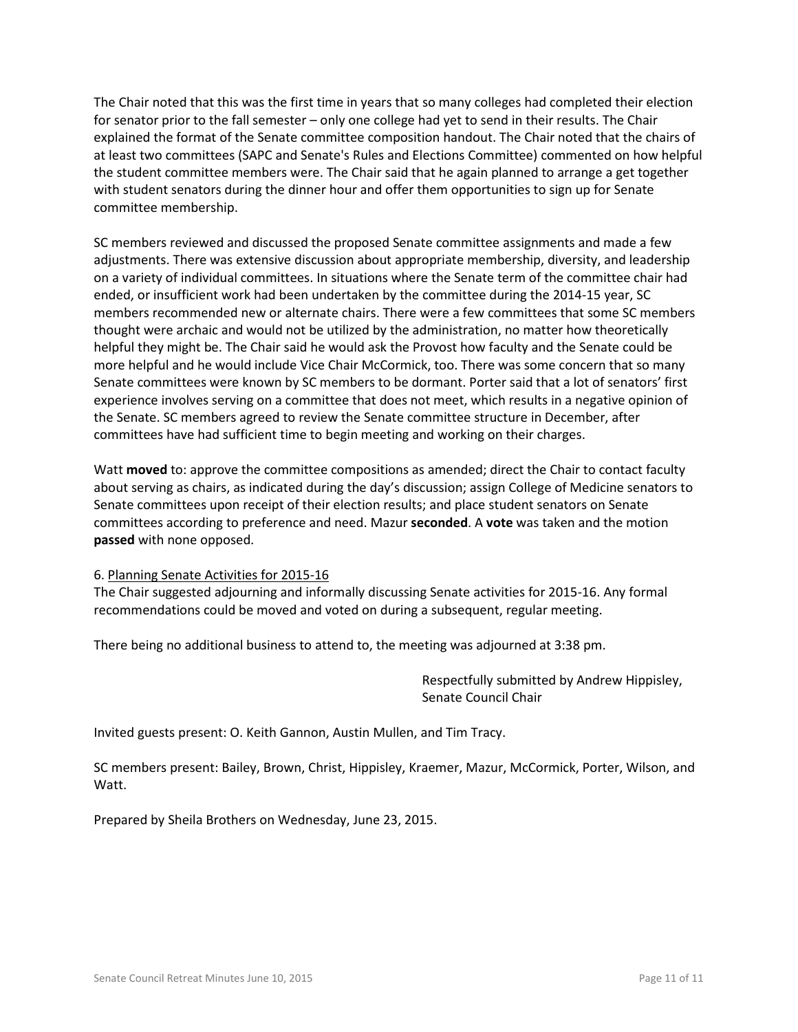The Chair noted that this was the first time in years that so many colleges had completed their election for senator prior to the fall semester – only one college had yet to send in their results. The Chair explained the format of the Senate committee composition handout. The Chair noted that the chairs of at least two committees (SAPC and Senate's Rules and Elections Committee) commented on how helpful the student committee members were. The Chair said that he again planned to arrange a get together with student senators during the dinner hour and offer them opportunities to sign up for Senate committee membership.

SC members reviewed and discussed the proposed Senate committee assignments and made a few adjustments. There was extensive discussion about appropriate membership, diversity, and leadership on a variety of individual committees. In situations where the Senate term of the committee chair had ended, or insufficient work had been undertaken by the committee during the 2014-15 year, SC members recommended new or alternate chairs. There were a few committees that some SC members thought were archaic and would not be utilized by the administration, no matter how theoretically helpful they might be. The Chair said he would ask the Provost how faculty and the Senate could be more helpful and he would include Vice Chair McCormick, too. There was some concern that so many Senate committees were known by SC members to be dormant. Porter said that a lot of senators' first experience involves serving on a committee that does not meet, which results in a negative opinion of the Senate. SC members agreed to review the Senate committee structure in December, after committees have had sufficient time to begin meeting and working on their charges.

Watt **moved** to: approve the committee compositions as amended; direct the Chair to contact faculty about serving as chairs, as indicated during the day's discussion; assign College of Medicine senators to Senate committees upon receipt of their election results; and place student senators on Senate committees according to preference and need. Mazur **seconded**. A **vote** was taken and the motion **passed** with none opposed.

6. Planning Senate Activities for 2015-16

The Chair suggested adjourning and informally discussing Senate activities for 2015-16. Any formal recommendations could be moved and voted on during a subsequent, regular meeting.

There being no additional business to attend to, the meeting was adjourned at 3:38 pm.

Respectfully submitted by Andrew Hippisley,
Senate Council Chair

Invited guests present: O. Keith Gannon, Austin Mullen, and Tim Tracy.

SC members present: Bailey, Brown, Christ, Hippisley, Kraemer, Mazur, McCormick, Porter, Wilson, and Watt.

Prepared by Sheila Brothers on Wednesday, June 23, 2015.